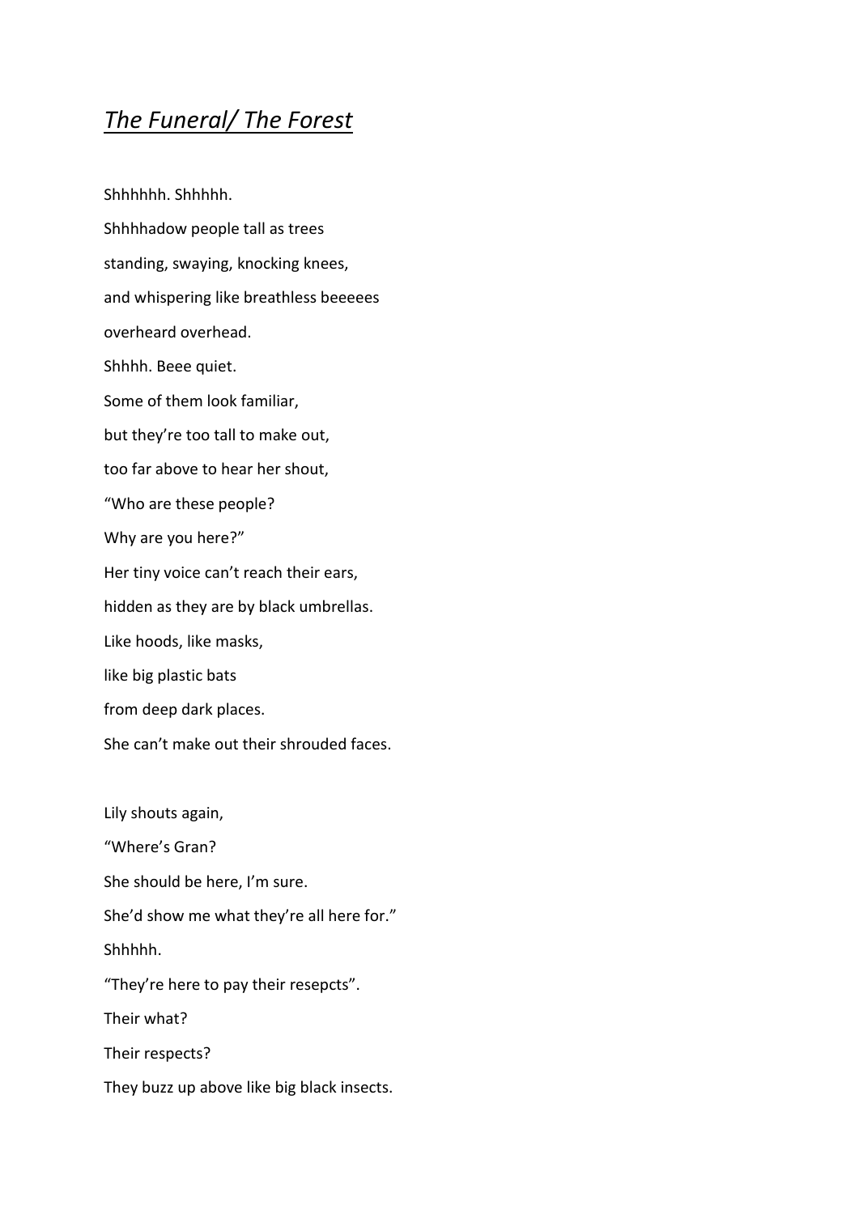*The Funeral/ The Forest*

Shhhhhh. Shhhhh.

Shhhhadow people tall as trees

standing, swaying, knocking knees,

and whispering like breathless beeeees

overheard overhead.

Shhhh. Beee quiet.

Some of them look familiar,

but they're too tall to make out,

too far above to hear her shout,

"Who are these people?

Why are you here?"

Her tiny voice can't reach their ears,

hidden as they are by black umbrellas.

Like hoods, like masks,

like big plastic bats

from deep dark places.

She can't make out their shrouded faces.

Lily shouts again,

"Where's Gran?

She should be here, I'm sure.

She'd show me what they're all here for."

Shhhhh.

"They're here to pay their resepcts".

Their what?

Their respects?

They buzz up above like big black insects.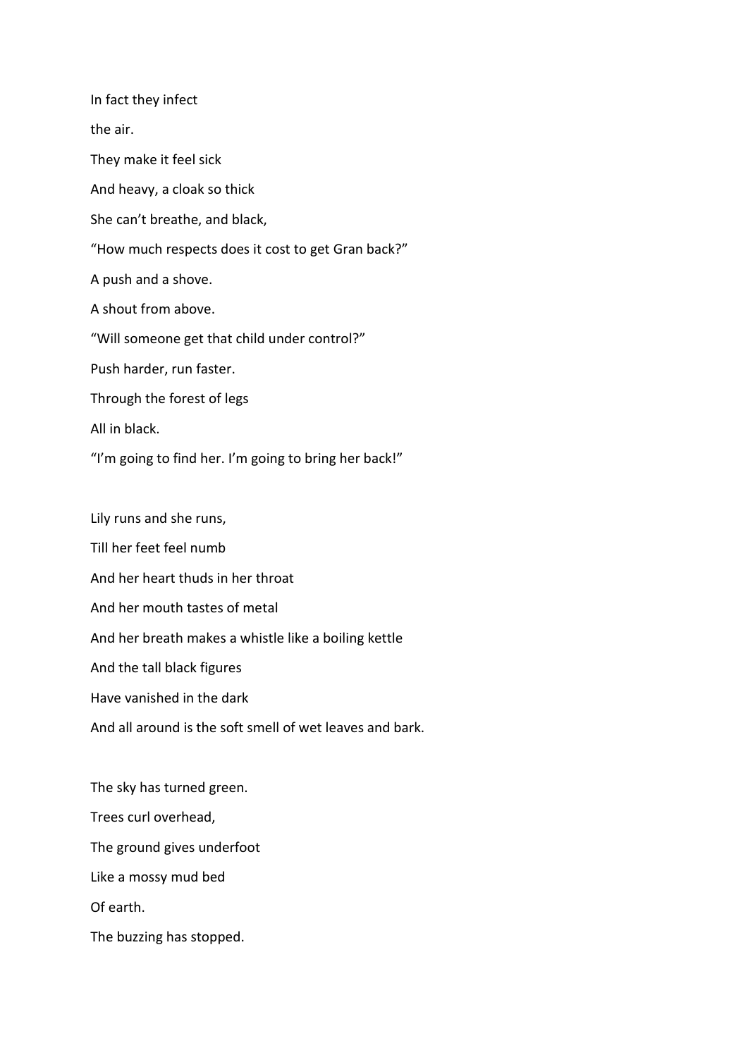In fact they infect

the air.

They make it feel sick

And heavy, a cloak so thick

She can't breathe, and black,

"How much respects does it cost to get Gran back?"

A push and a shove.

A shout from above.

"Will someone get that child under control?"

Push harder, run faster.

Through the forest of legs

All in black.

"I'm going to find her. I'm going to bring her back!"

Lily runs and she runs,

Till her feet feel numb

And her heart thuds in her throat

And her mouth tastes of metal

And her breath makes a whistle like a boiling kettle

And the tall black figures

Have vanished in the dark

And all around is the soft smell of wet leaves and bark.

The sky has turned green.

Trees curl overhead,

The ground gives underfoot

Like a mossy mud bed

Of earth.

The buzzing has stopped.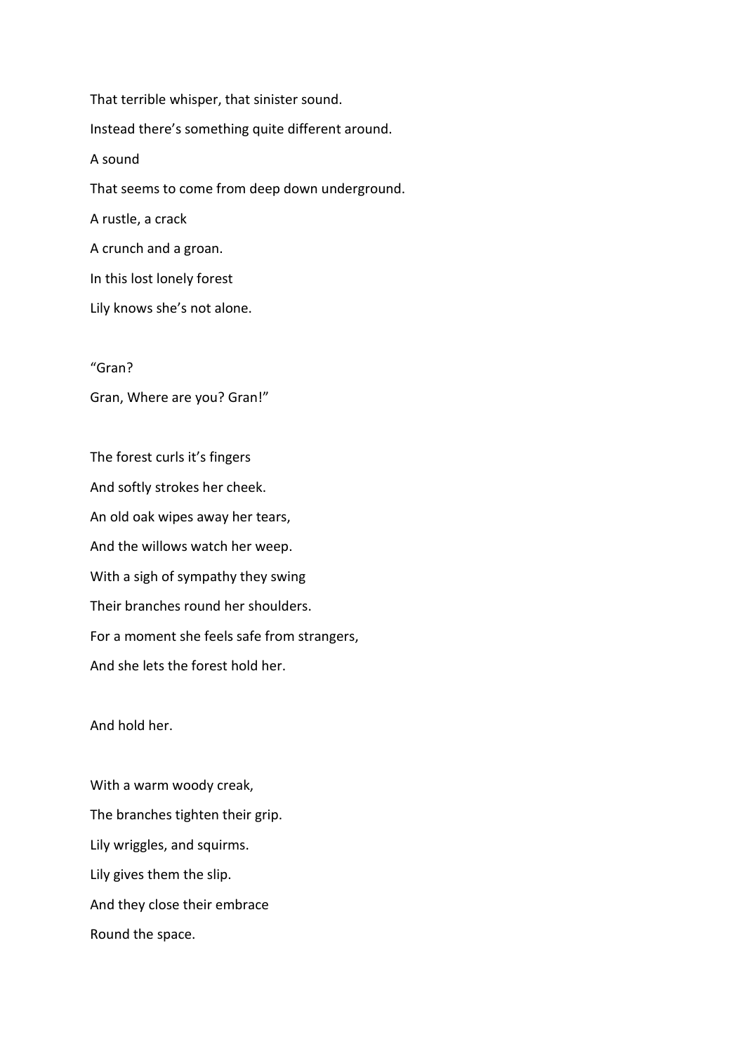That terrible whisper, that sinister sound.

Instead there's something quite different around.

A sound

That seems to come from deep down underground.

A rustle, a crack

A crunch and a groan.

In this lost lonely forest

Lily knows she's not alone.

"Gran?

Gran, Where are you? Gran!"

The forest curls it's fingers

And softly strokes her cheek.

An old oak wipes away her tears,

And the willows watch her weep.

With a sigh of sympathy they swing

Their branches round her shoulders.

For a moment she feels safe from strangers,

And she lets the forest hold her.

And hold her.

With a warm woody creak,

The branches tighten their grip.

Lily wriggles, and squirms.

Lily gives them the slip.

And they close their embrace

Round the space.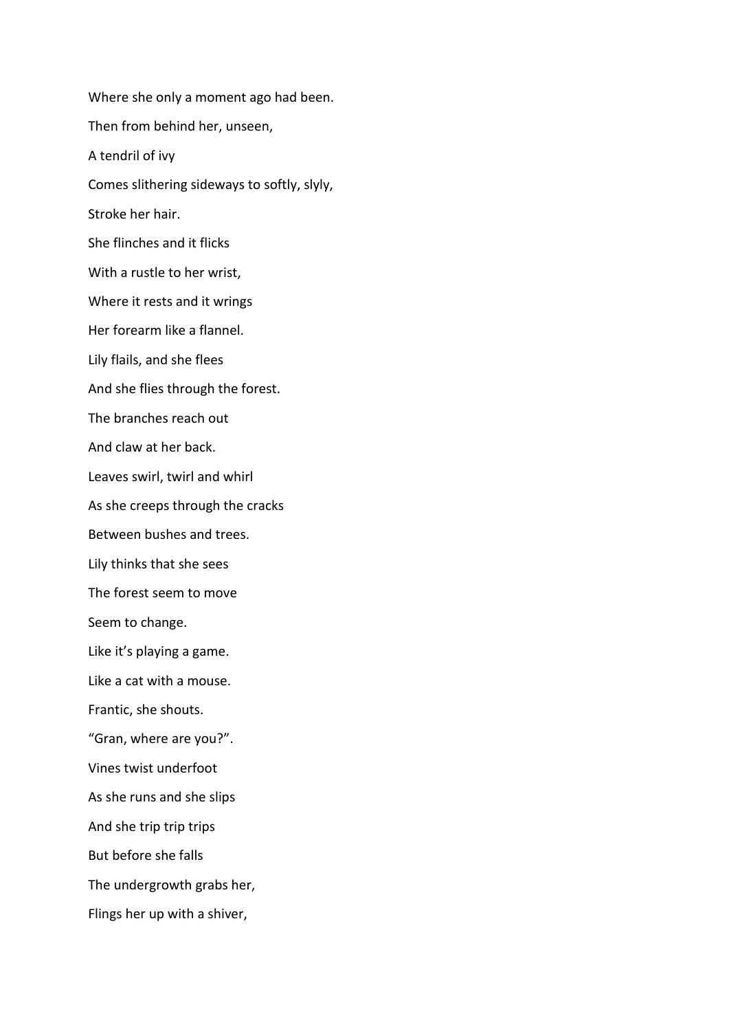Where she only a moment ago had been.

Then from behind her, unseen,

A tendril of ivy

Comes slithering sideways to softly, slyly,

Stroke her hair.

She flinches and it flicks

With a rustle to her wrist,

Where it rests and it wrings

Her forearm like a flannel.

Lily flails, and she flees

And she flies through the forest.

The branches reach out

And claw at her back.

Leaves swirl, twirl and whirl

As she creeps through the cracks

Between bushes and trees.

Lily thinks that she sees

The forest seem to move

Seem to change.

Like it's playing a game.

Like a cat with a mouse.

Frantic, she shouts.

"Gran, where are you?".

Vines twist underfoot

As she runs and she slips

And she trip trip trips

But before she falls

The undergrowth grabs her,

Flings her up with a shiver,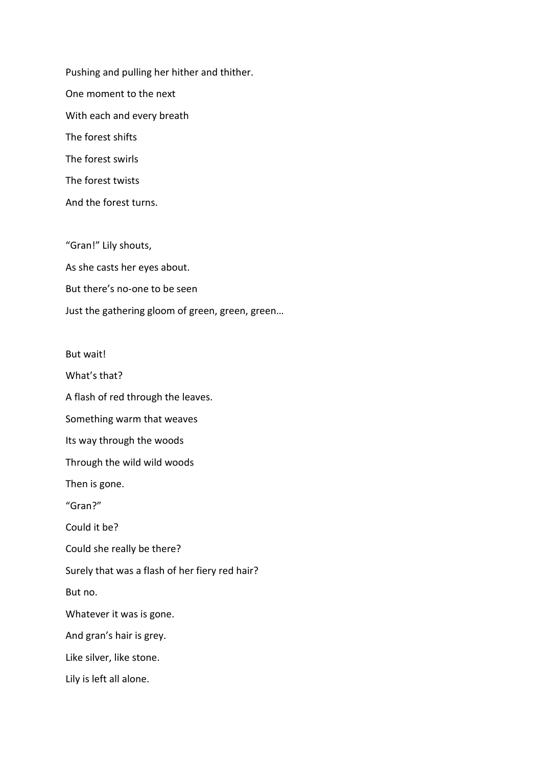Pushing and pulling her hither and thither.

One moment to the next

With each and every breath

The forest shifts

The forest swirls

The forest twists

And the forest turns.

"Gran!" Lily shouts,

As she casts her eyes about.

But there's no-one to be seen

Just the gathering gloom of green, green, green…

But wait!

What's that?

A flash of red through the leaves.

Something warm that weaves

Its way through the woods

Through the wild wild woods

Then is gone.

"Gran?"

Could it be?

Could she really be there?

Surely that was a flash of her fiery red hair?

But no.

Whatever it was is gone.

And gran's hair is grey.

Like silver, like stone.

Lily is left all alone.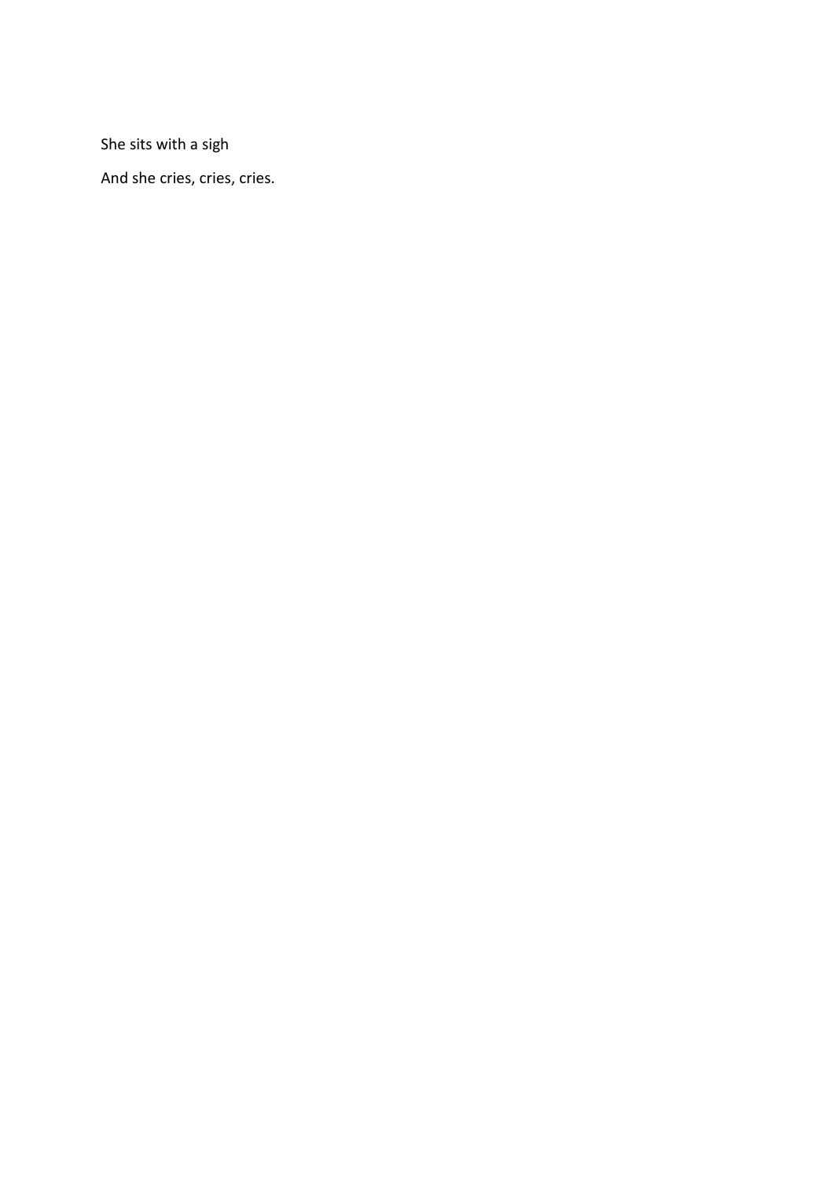She sits with a sigh

And she cries, cries, cries.